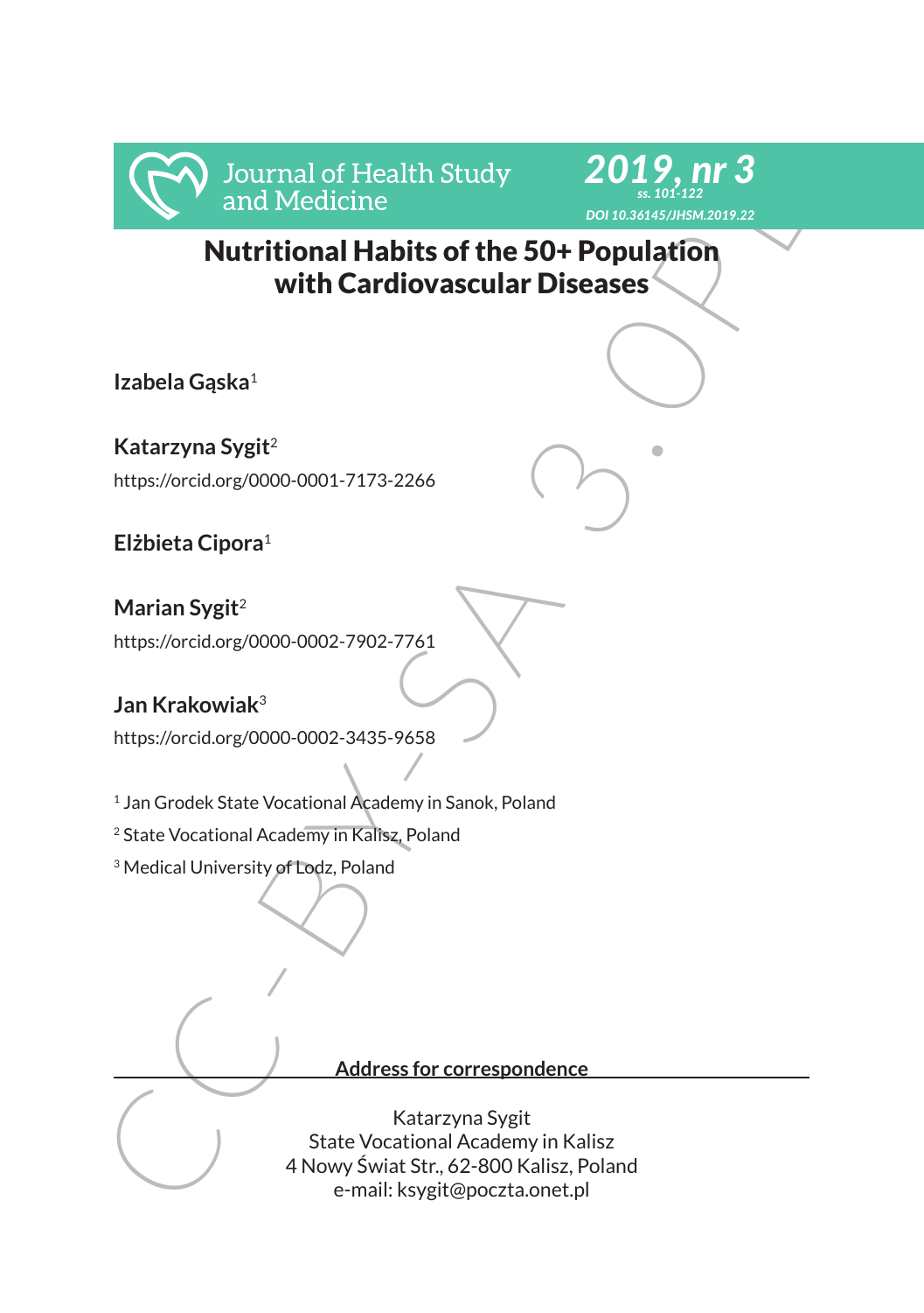# Nutritional Habits of the 50+ Population with Cardiovascular Diseases

**Izabela Gąska**[1]

**Katarzyna Sygit**[2]

https://orcid.org/0000-0001-7173-2266

**Elżbieta Cipora**[1]

**Marian Sygit**[2]

https://orcid.org/0000-0002-7902-7761

**Jan Krakowiak**[3]

https://orcid.org/0000-0002-3435-9658

[1] Jan Grodek State Vocational Academy in Sanok, Poland

[2] State Vocational Academy in Kalisz, Poland

[3] Medical University of Lodz, Poland

**Address for correspondence**

Katarzyna Sygit
State Vocational Academy in Kalisz
4 Nowy Świat Str., 62-800 Kalisz, Poland
e-mail: ksygit@poczta.onet.pl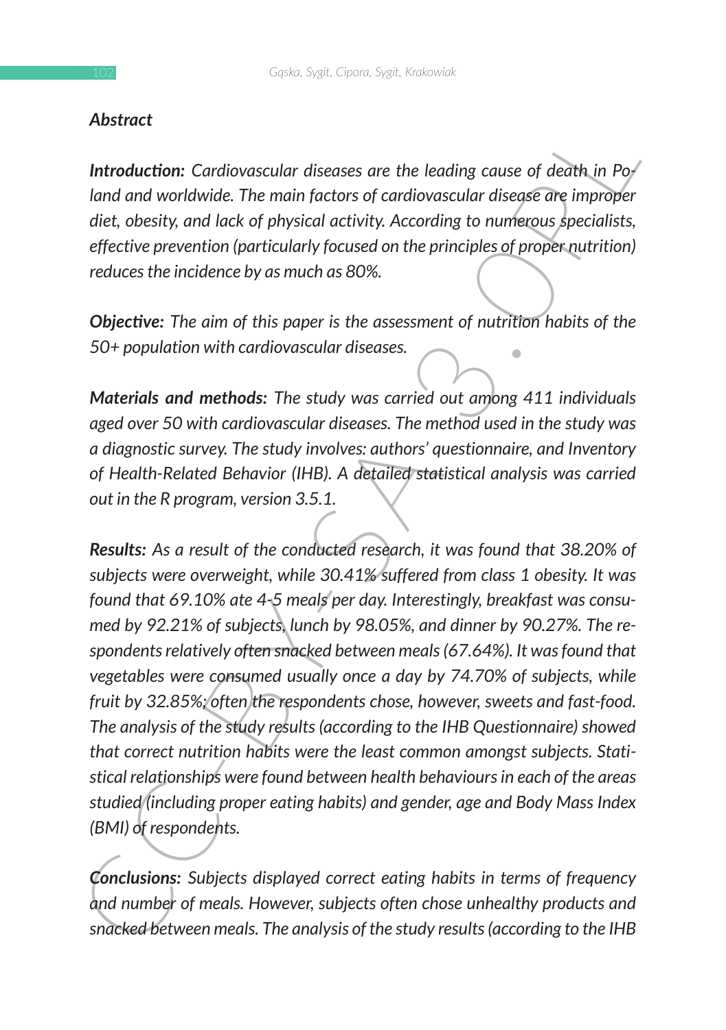### *Abstract*

***Introduction:*** *Cardiovascular diseases are the leading cause of death in Poland and worldwide. The main factors of cardiovascular disease are improper diet, obesity, and lack of physical activity. According to numerous specialists, effective prevention (particularly focused on the principles of proper nutrition) reduces the incidence by as much as 80%.*

***Objective:*** *The aim of this paper is the assessment of nutrition habits of the 50+ population with cardiovascular diseases.*

***Materials and methods:*** *The study was carried out among 411 individuals aged over 50 with cardiovascular diseases. The method used in the study was a diagnostic survey. The study involves: authors' questionnaire, and Inventory of Health-Related Behavior (IHB). A detailed statistical analysis was carried out in the R program, version 3.5.1.*

***Results:*** *As a result of the conducted research, it was found that 38.20% of subjects were overweight, while 30.41% suffered from class 1 obesity. It was found that 69.10% ate 4-5 meals per day. Interestingly, breakfast was consumed by 92.21% of subjects, lunch by 98.05%, and dinner by 90.27%. The respondents relatively often snacked between meals (67.64%). It was found that vegetables were consumed usually once a day by 74.70% of subjects, while fruit by 32.85%; often the respondents chose, however, sweets and fast-food. The analysis of the study results (according to the IHB Questionnaire) showed that correct nutrition habits were the least common amongst subjects. Statistical relationships were found between health behaviours in each of the areas studied (including proper eating habits) and gender, age and Body Mass Index (BMI) of respondents.*

***Conclusions:*** *Subjects displayed correct eating habits in terms of frequency and number of meals. However, subjects often chose unhealthy products and snacked between meals. The analysis of the study results (according to the IHB*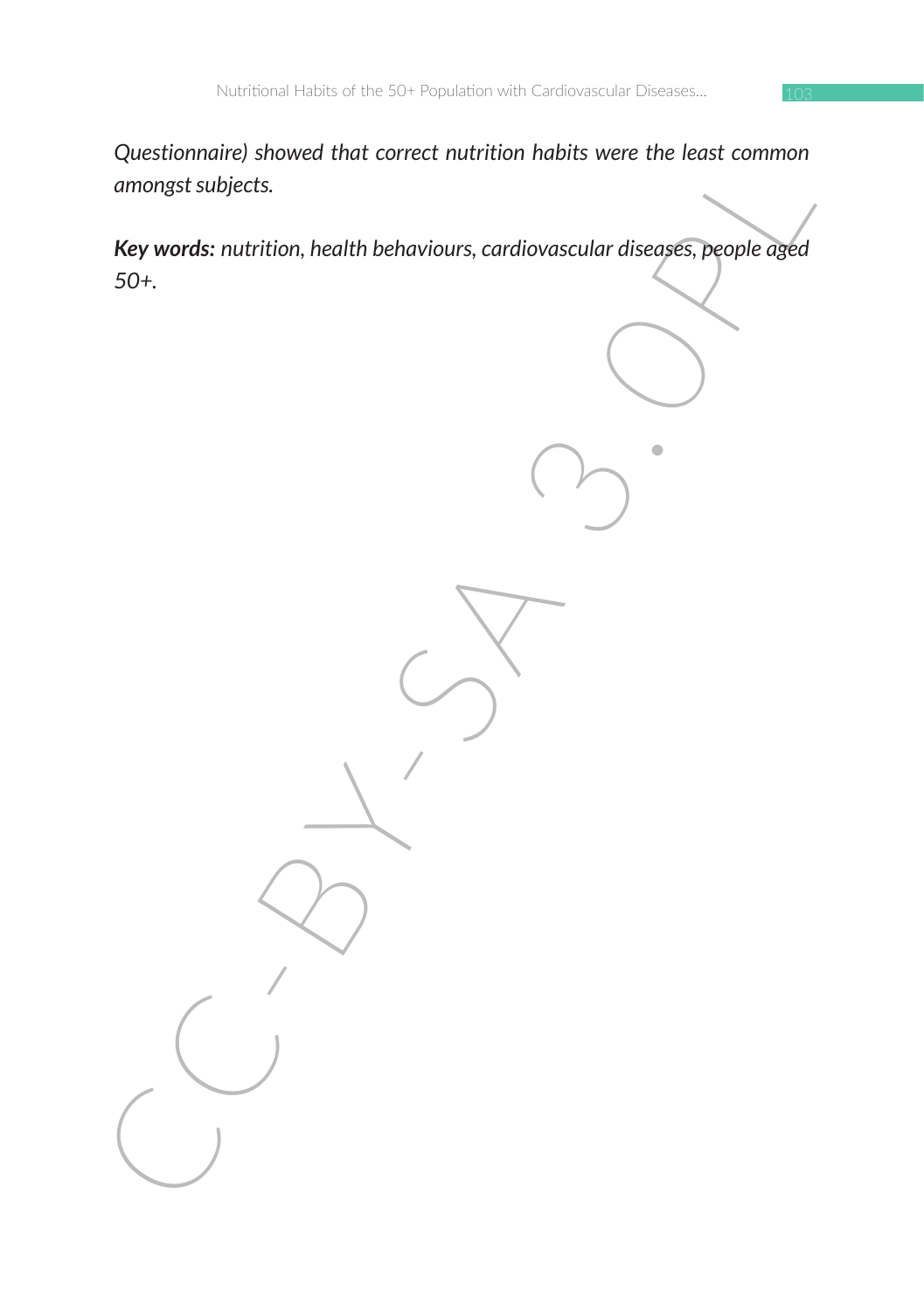*Questionnaire) showed that correct nutrition habits were the least common amongst subjects.*

***Key words:*** *nutrition, health behaviours, cardiovascular diseases, people aged 50+.*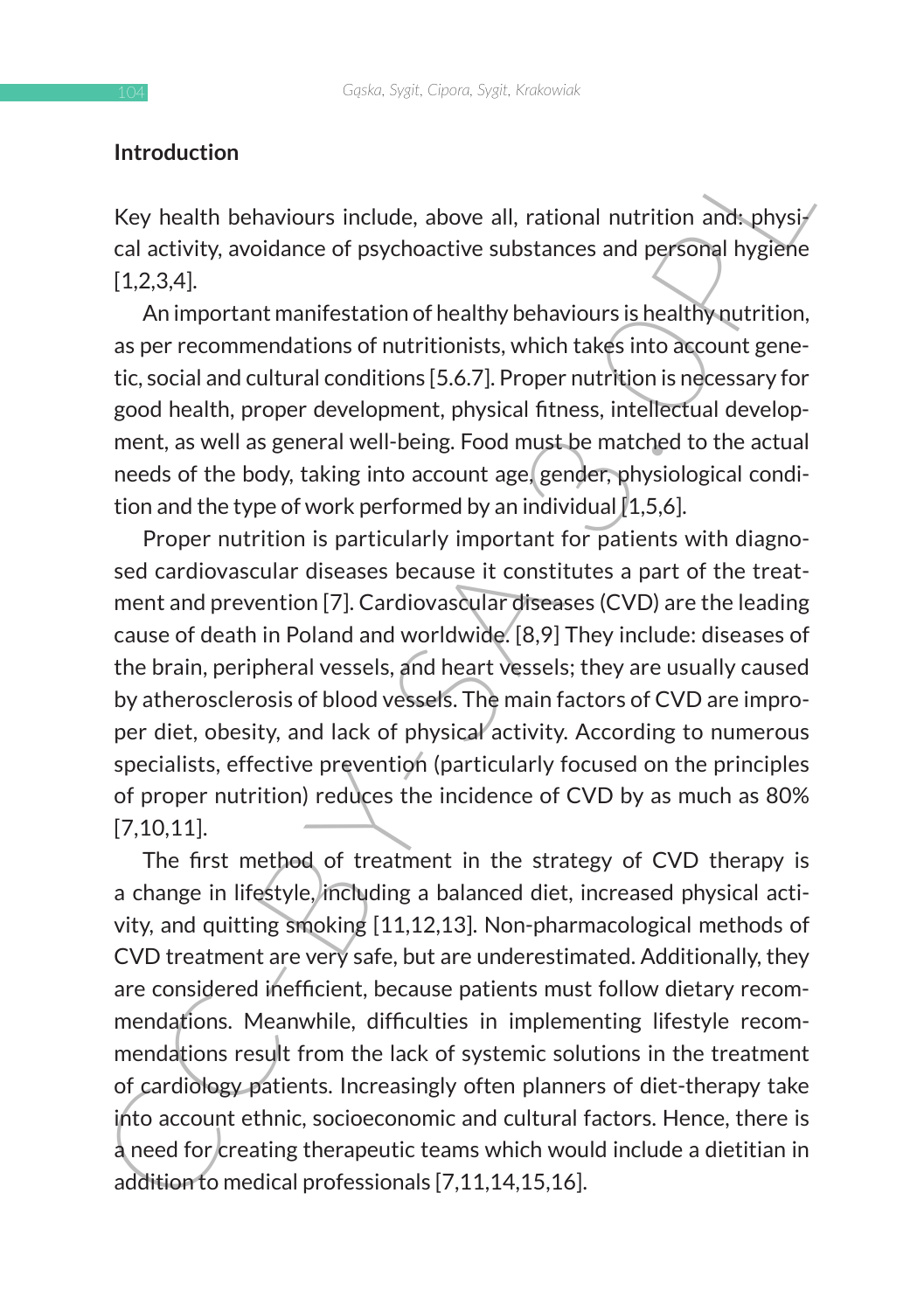## Introduction

Key health behaviours include, above all, rational nutrition and: physical activity, avoidance of psychoactive substances and personal hygiene [1,2,3,4].

An important manifestation of healthy behaviours is healthy nutrition, as per recommendations of nutritionists, which takes into account genetic, social and cultural conditions [5.6.7]. Proper nutrition is necessary for good health, proper development, physical fitness, intellectual development, as well as general well-being. Food must be matched to the actual needs of the body, taking into account age, gender, physiological condition and the type of work performed by an individual [1,5,6].

Proper nutrition is particularly important for patients with diagnosed cardiovascular diseases because it constitutes a part of the treatment and prevention [7]. Cardiovascular diseases (CVD) are the leading cause of death in Poland and worldwide. [8,9] They include: diseases of the brain, peripheral vessels, and heart vessels; they are usually caused by atherosclerosis of blood vessels. The main factors of CVD are improper diet, obesity, and lack of physical activity. According to numerous specialists, effective prevention (particularly focused on the principles of proper nutrition) reduces the incidence of CVD by as much as 80% [7,10,11].

The first method of treatment in the strategy of CVD therapy is a change in lifestyle, including a balanced diet, increased physical activity, and quitting smoking [11,12,13]. Non-pharmacological methods of CVD treatment are very safe, but are underestimated. Additionally, they are considered inefficient, because patients must follow dietary recommendations. Meanwhile, difficulties in implementing lifestyle recommendations result from the lack of systemic solutions in the treatment of cardiology patients. Increasingly often planners of diet-therapy take into account ethnic, socioeconomic and cultural factors. Hence, there is a need for creating therapeutic teams which would include a dietitian in addition to medical professionals [7,11,14,15,16].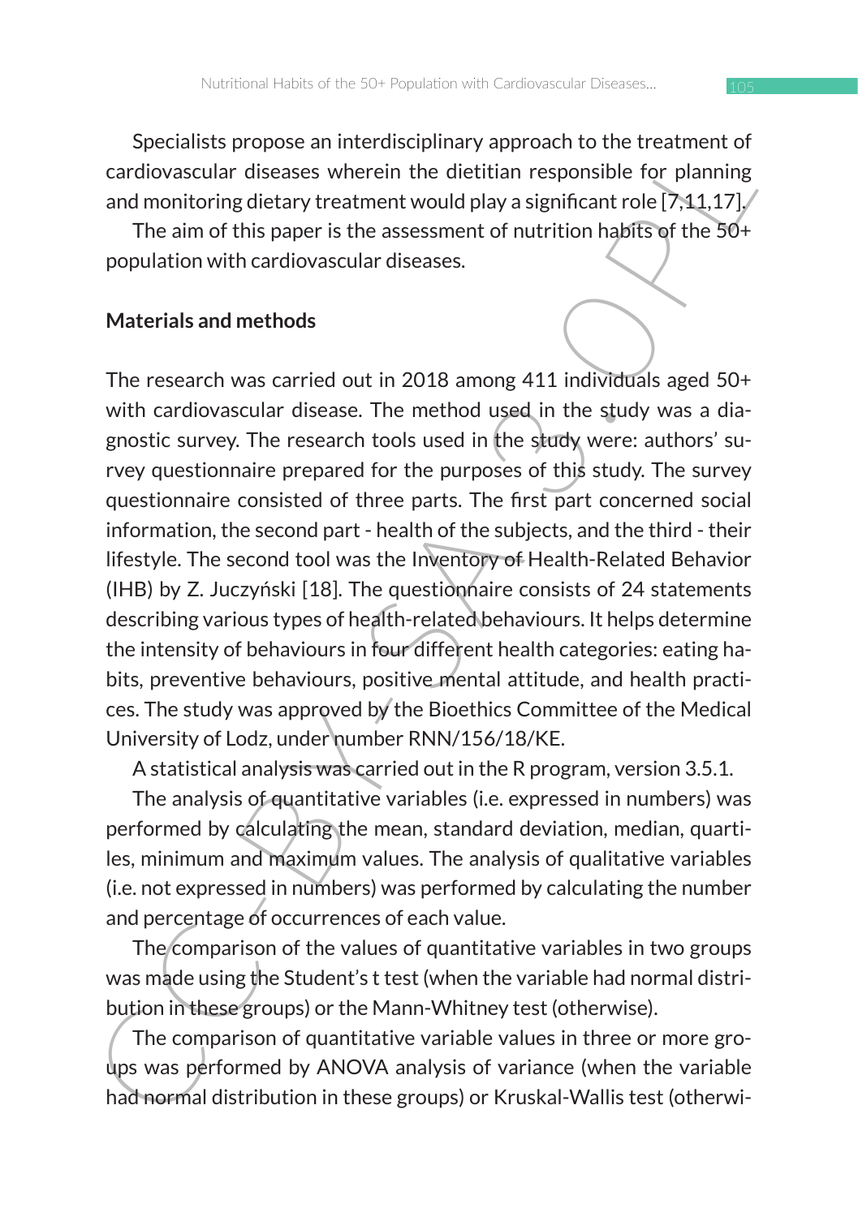Specialists propose an interdisciplinary approach to the treatment of cardiovascular diseases wherein the dietitian responsible for planning and monitoring dietary treatment would play a significant role [7,11,17].

The aim of this paper is the assessment of nutrition habits of the 50+ population with cardiovascular diseases.

## Materials and methods

The research was carried out in 2018 among 411 individuals aged 50+ with cardiovascular disease. The method used in the study was a diagnostic survey. The research tools used in the study were: authors' survey questionnaire prepared for the purposes of this study. The survey questionnaire consisted of three parts. The first part concerned social information, the second part - health of the subjects, and the third - their lifestyle. The second tool was the Inventory of Health-Related Behavior (IHB) by Z. Juczyński [18]. The questionnaire consists of 24 statements describing various types of health-related behaviours. It helps determine the intensity of behaviours in four different health categories: eating habits, preventive behaviours, positive mental attitude, and health practices. The study was approved by the Bioethics Committee of the Medical University of Lodz, under number RNN/156/18/KE.

A statistical analysis was carried out in the R program, version 3.5.1.

The analysis of quantitative variables (i.e. expressed in numbers) was performed by calculating the mean, standard deviation, median, quartiles, minimum and maximum values. The analysis of qualitative variables (i.e. not expressed in numbers) was performed by calculating the number and percentage of occurrences of each value.

The comparison of the values of quantitative variables in two groups was made using the Student's t test (when the variable had normal distribution in these groups) or the Mann-Whitney test (otherwise).

The comparison of quantitative variable values in three or more groups was performed by ANOVA analysis of variance (when the variable had normal distribution in these groups) or Kruskal-Wallis test (otherwi-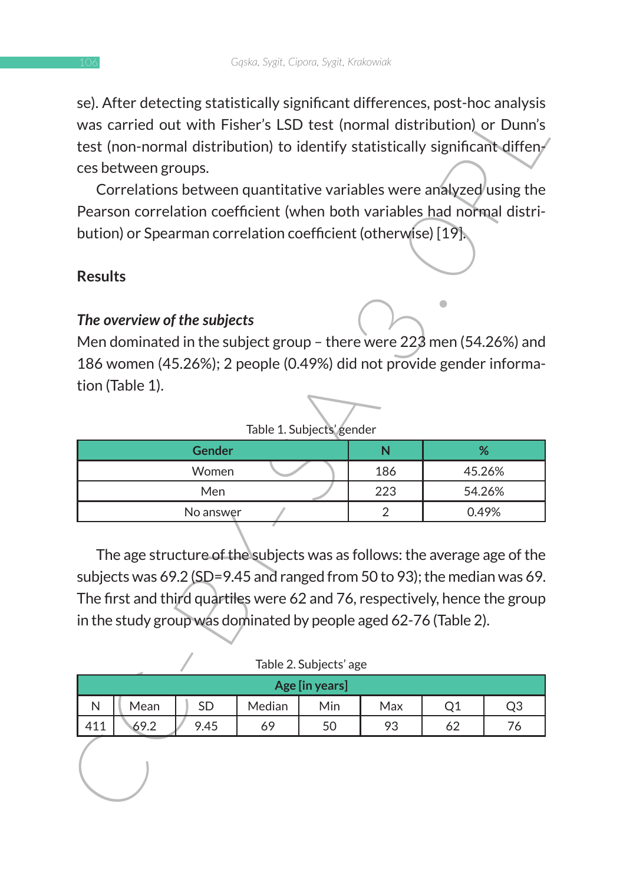se). After detecting statistically significant differences, post-hoc analysis was carried out with Fisher's LSD test (normal distribution) or Dunn's test (non-normal distribution) to identify statistically significant diffences between groups.

Correlations between quantitative variables were analyzed using the Pearson correlation coefficient (when both variables had normal distribution) or Spearman correlation coefficient (otherwise) [19].

## Results

### *The overview of the subjects*

Men dominated in the subject group – there were 223 men (54.26%) and 186 women (45.26%); 2 people (0.49%) did not provide gender information (Table 1).

Table 1. Subjects' gender

| Gender | N | % |
|---|---|---|
| Women | 186 | 45.26% |
| Men | 223 | 54.26% |
| No answer | 2 | 0.49% |

The age structure of the subjects was as follows: the average age of the subjects was 69.2 (SD=9.45 and ranged from 50 to 93); the median was 69. The first and third quartiles were 62 and 76, respectively, hence the group in the study group was dominated by people aged 62-76 (Table 2).

Table 2. Subjects' age

| Age [in years] | | | | | | | |
|---|---|---|---|---|---|---|---|
| N | Mean | SD | Median | Min | Max | Q1 | Q3 |
| 411 | 69.2 | 9.45 | 69 | 50 | 93 | 62 | 76 |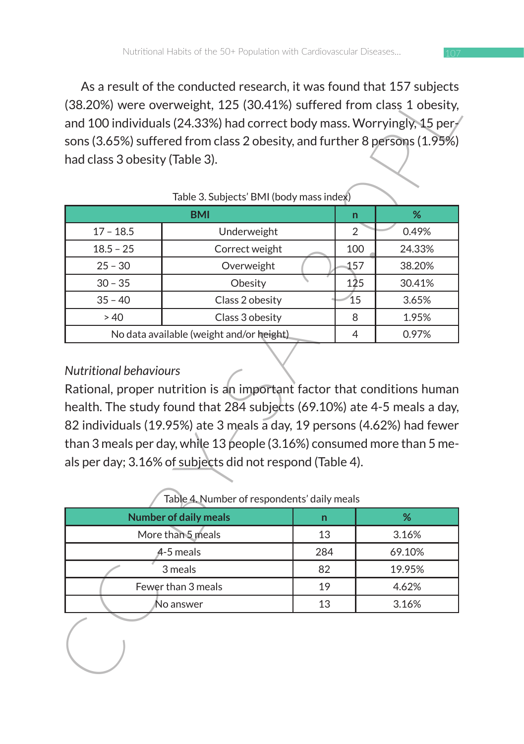As a result of the conducted research, it was found that 157 subjects (38.20%) were overweight, 125 (30.41%) suffered from class 1 obesity, and 100 individuals (24.33%) had correct body mass. Worryingly, 15 persons (3.65%) suffered from class 2 obesity, and further 8 persons (1.95%) had class 3 obesity (Table 3).

Table 3. Subjects' BMI (body mass index)

| BMI | | n | % |
|---|---|---|---|
| 17 – 18.5 | Underweight | 2 | 0.49% |
| 18.5 – 25 | Correct weight | 100 | 24.33% |
| 25 – 30 | Overweight | 157 | 38.20% |
| 30 – 35 | Obesity | 125 | 30.41% |
| 35 – 40 | Class 2 obesity | 15 | 3.65% |
| > 40 | Class 3 obesity | 8 | 1.95% |
| No data available (weight and/or height) | | 4 | 0.97% |

*Nutritional behaviours*

Rational, proper nutrition is an important factor that conditions human health. The study found that 284 subjects (69.10%) ate 4-5 meals a day, 82 individuals (19.95%) ate 3 meals a day, 19 persons (4.62%) had fewer than 3 meals per day, while 13 people (3.16%) consumed more than 5 meals per day; 3.16% of subjects did not respond (Table 4).

Table 4. Number of respondents' daily meals

| Number of daily meals | n | % |
|---|---|---|
| More than 5 meals | 13 | 3.16% |
| 4-5 meals | 284 | 69.10% |
| 3 meals | 82 | 19.95% |
| Fewer than 3 meals | 19 | 4.62% |
| No answer | 13 | 3.16% |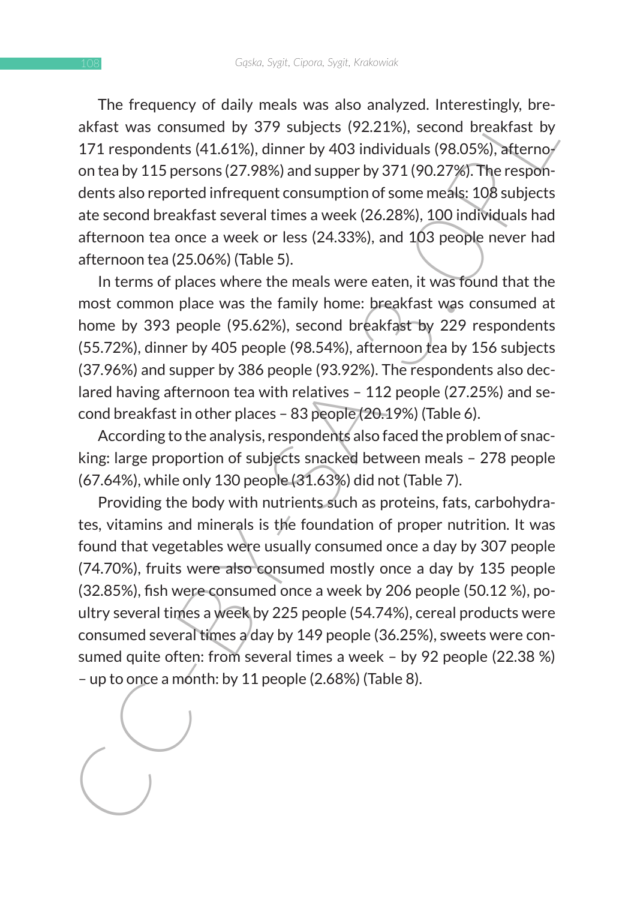The frequency of daily meals was also analyzed. Interestingly, breakfast was consumed by 379 subjects (92.21%), second breakfast by 171 respondents (41.61%), dinner by 403 individuals (98.05%), afternoon tea by 115 persons (27.98%) and supper by 371 (90.27%). The respondents also reported infrequent consumption of some meals: 108 subjects ate second breakfast several times a week (26.28%), 100 individuals had afternoon tea once a week or less (24.33%), and 103 people never had afternoon tea (25.06%) (Table 5).

In terms of places where the meals were eaten, it was found that the most common place was the family home: breakfast was consumed at home by 393 people (95.62%), second breakfast by 229 respondents (55.72%), dinner by 405 people (98.54%), afternoon tea by 156 subjects (37.96%) and supper by 386 people (93.92%). The respondents also declared having afternoon tea with relatives – 112 people (27.25%) and second breakfast in other places – 83 people (20.19%) (Table 6).

According to the analysis, respondents also faced the problem of snacking: large proportion of subjects snacked between meals – 278 people (67.64%), while only 130 people (31.63%) did not (Table 7).

Providing the body with nutrients such as proteins, fats, carbohydrates, vitamins and minerals is the foundation of proper nutrition. It was found that vegetables were usually consumed once a day by 307 people (74.70%), fruits were also consumed mostly once a day by 135 people (32.85%), fish were consumed once a week by 206 people (50.12 %), poultry several times a week by 225 people (54.74%), cereal products were consumed several times a day by 149 people (36.25%), sweets were consumed quite often: from several times a week – by 92 people (22.38 %) – up to once a month: by 11 people (2.68%) (Table 8).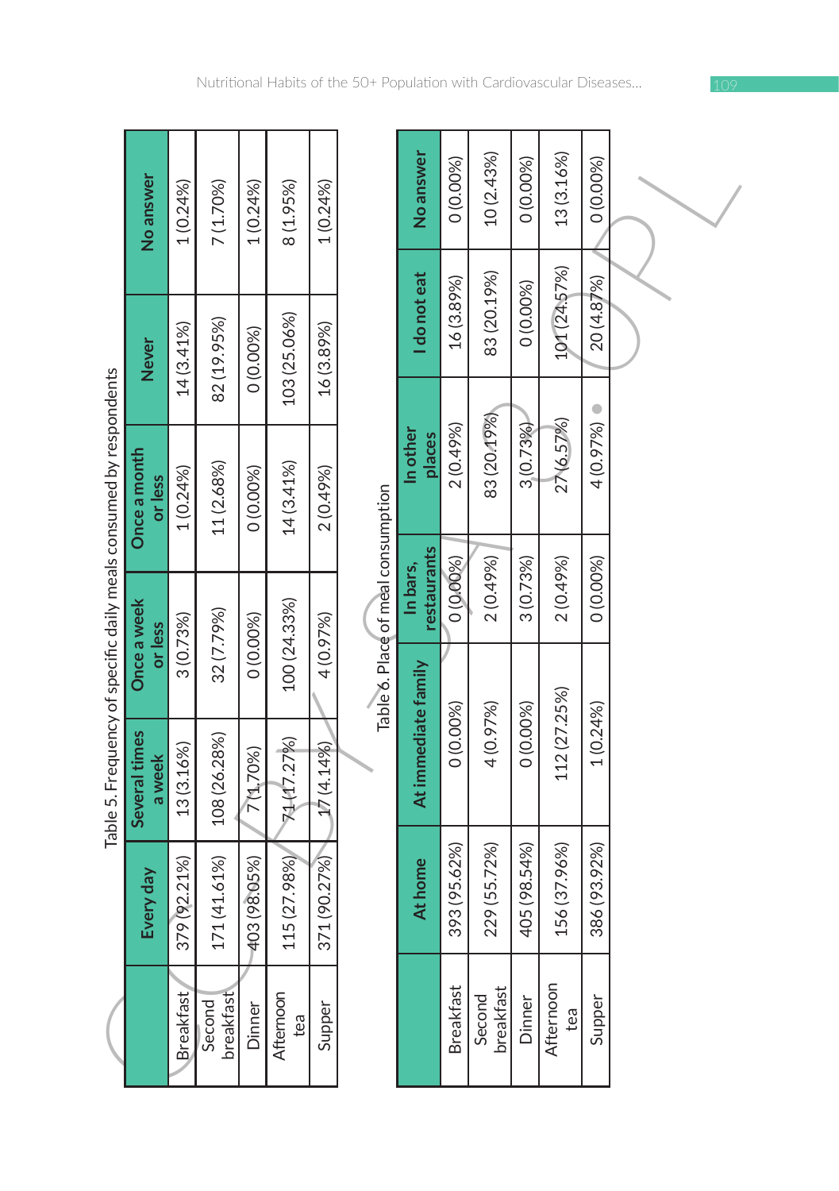Table 5. Frequency of specific daily meals consumed by respondents

| | Every day | Several times a week | Once a week or less | Once a month or less | Never | No answer |
|---|---|---|---|---|---|---|
| Breakfast | 379 (92.21%) | 13 (3.16%) | 3 (0.73%) | 1 (0.24%) | 14 (3.41%) | 1 (0.24%) |
| Second breakfast | 171 (41.61%) | 108 (26.28%) | 32 (7.79%) | 11 (2.68%) | 82 (19.95%) | 7 (1.70%) |
| Dinner | 403 (98.05%) | 7 (1.70%) | 0 (0.00%) | 0 (0.00%) | 0 (0.00%) | 1 (0.24%) |
| Afternoon tea | 115 (27.98%) | 71 (17.27%) | 100 (24.33%) | 14 (3.41%) | 103 (25.06%) | 8 (1.95%) |
| Supper | 371 (90.27%) | 17 (4.14%) | 4 (0.97%) | 2 (0.49%) | 16 (3.89%) | 1 (0.24%) |

Table 6. Place of meal consumption

| | At home | At immediate family | In bars, restaurants | In other places | I do not eat | No answer |
|---|---|---|---|---|---|---|
| Breakfast | 393 (95.62%) | 0 (0.00%) | 0 (0.00%) | 2 (0.49%) | 16 (3.89%) | 0 (0.00%) |
| Second breakfast | 229 (55.72%) | 4 (0.97%) | 2 (0.49%) | 83 (20.19%) | 83 (20.19%) | 10 (2.43%) |
| Dinner | 405 (98.54%) | 0 (0.00%) | 3 (0.73%) | 3 (0.73%) | 0 (0.00%) | 0 (0.00%) |
| Afternoon tea | 156 (37.96%) | 112 (27.25%) | 2 (0.49%) | 27 (6.57%) | 101 (24.57%) | 13 (3.16%) |
| Supper | 386 (93.92%) | 1 (0.24%) | 0 (0.00%) | 4 (0.97%) | 20 (4.87%) | 0 (0.00%) |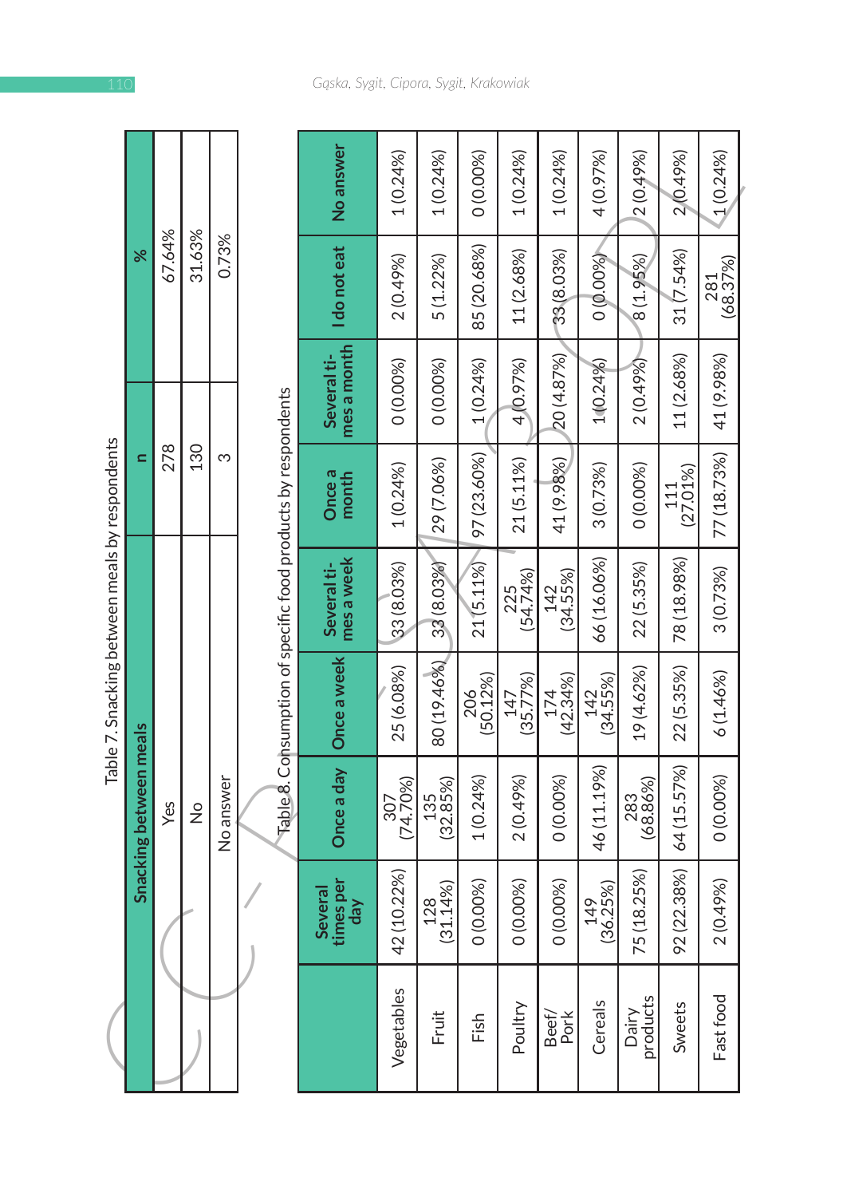Table 7. Snacking between meals by respondents

| Snacking between meals | n | % |
|---|---|---|
| Yes | 278 | 67.64% |
| No | 130 | 31.63% |
| No answer | 3 | 0.73% |

Table 8. Consumption of specific food products by respondents

| | Several times per day | Once a day | Once a week | Several times a week | Once a month | Several times a month | I do not eat | No answer |
|---|---|---|---|---|---|---|---|---|
| Vegetables | 42 (10.22%) | 307 (74.70%) | 25 (6.08%) | 33 (8.03%) | 1 (0.24%) | 0 (0.00%) | 2 (0.49%) | 1 (0.24%) |
| Fruit | 128 (31.14%) | 135 (32.85%) | 80 (19.46%) | 33 (8.03%) | 29 (7.06%) | 0 (0.00%) | 5 (1.22%) | 1 (0.24%) |
| Fish | 0 (0.00%) | 1 (0.24%) | 206 (50.12%) | 21 (5.11%) | 97 (23.60%) | 1 (0.24%) | 85 (20.68%) | 0 (0.00%) |
| Poultry | 0 (0.00%) | 2 (0.49%) | 147 (35.77%) | 225 (54.74%) | 21 (5.11%) | 4 (0.97%) | 11 (2.68%) | 1 (0.24%) |
| Beef/Pork | 0 (0.00%) | 0 (0.00%) | 174 (42.34%) | 142 (34.55%) | 41 (9.98%) | 20 (4.87%) | 33 (8.03%) | 1 (0.24%) |
| Cereals | 149 (36.25%) | 46 (11.19%) | 142 (34.55%) | 66 (16.06%) | 3 (0.73%) | 1 (0.24%) | 0 (0.00%) | 4 (0.97%) |
| Dairy products | 75 (18.25%) | 283 (68.86%) | 19 (4.62%) | 22 (5.35%) | 0 (0.00%) | 2 (0.49%) | 8 (1.95%) | 2 (0.49%) |
| Sweets | 92 (22.38%) | 64 (15.57%) | 22 (5.35%) | 78 (18.98%) | 111 (27.01%) | 11 (2.68%) | 31 (7.54%) | 2 (0.49%) |
| Fast food | 2 (0.49%) | 0 (0.00%) | 6 (1.46%) | 3 (0.73%) | 77 (18.73%) | 41 (9.98%) | 281 (68.37%) | 1 (0.24%) |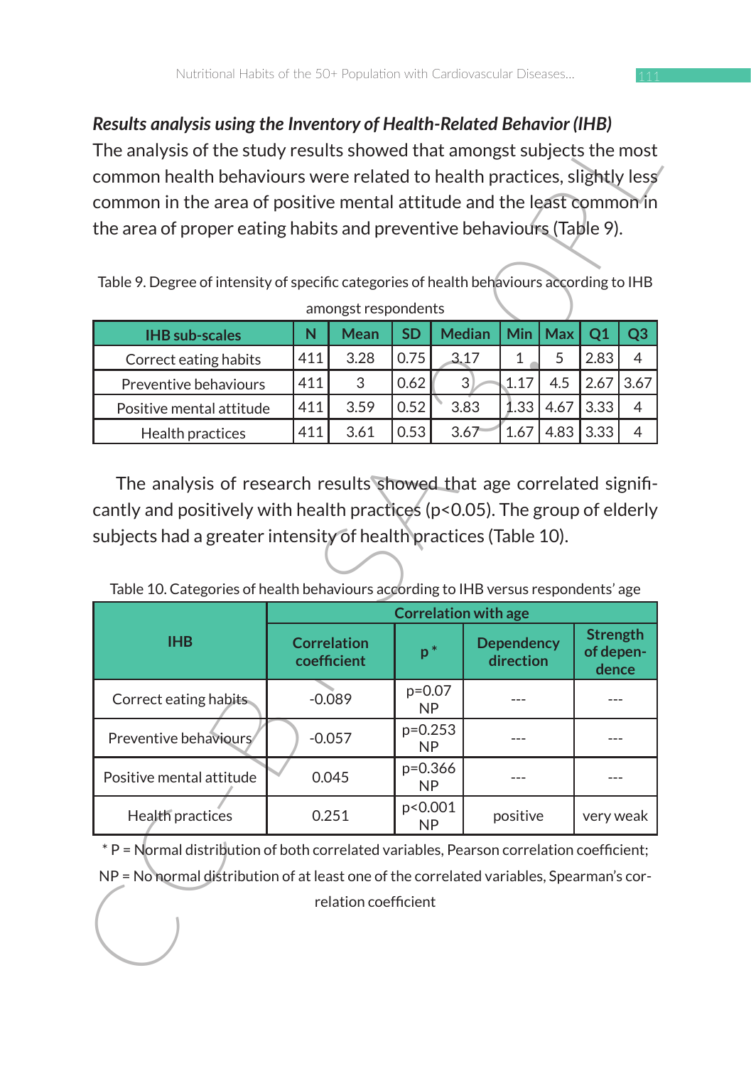### *Results analysis using the Inventory of Health-Related Behavior (IHB)*

The analysis of the study results showed that amongst subjects the most common health behaviours were related to health practices, slightly less common in the area of positive mental attitude and the least common in the area of proper eating habits and preventive behaviours (Table 9).

Table 9. Degree of intensity of specific categories of health behaviours according to IHB amongst respondents

| IHB sub-scales | N | Mean | SD | Median | Min | Max | Q1 | Q3 |
|---|---|---|---|---|---|---|---|---|
| Correct eating habits | 411 | 3.28 | 0.75 | 3.17 | 1 | 5 | 2.83 | 4 |
| Preventive behaviours | 411 | 3 | 0.62 | 3 | 1.17 | 4.5 | 2.67 | 3.67 |
| Positive mental attitude | 411 | 3.59 | 0.52 | 3.83 | 1.33 | 4.67 | 3.33 | 4 |
| Health practices | 411 | 3.61 | 0.53 | 3.67 | 1.67 | 4.83 | 3.33 | 4 |

The analysis of research results showed that age correlated significantly and positively with health practices ($p<0.05$). The group of elderly subjects had a greater intensity of health practices (Table 10).

Table 10. Categories of health behaviours according to IHB versus respondents' age

| IHB | Correlation with age | | | |
|---|---|---|---|---|
| | Correlation coefficient | p * | Dependency direction | Strength of dependence |
| Correct eating habits | -0.089 | p=0.07 NP | --- | --- |
| Preventive behaviours | -0.057 | p=0.253 NP | --- | --- |
| Positive mental attitude | 0.045 | p=0.366 NP | --- | --- |
| Health practices | 0.251 | p<0.001 NP | positive | very weak |

* P = Normal distribution of both correlated variables, Pearson correlation coefficient; NP = No normal distribution of at least one of the correlated variables, Spearman's correlation coefficient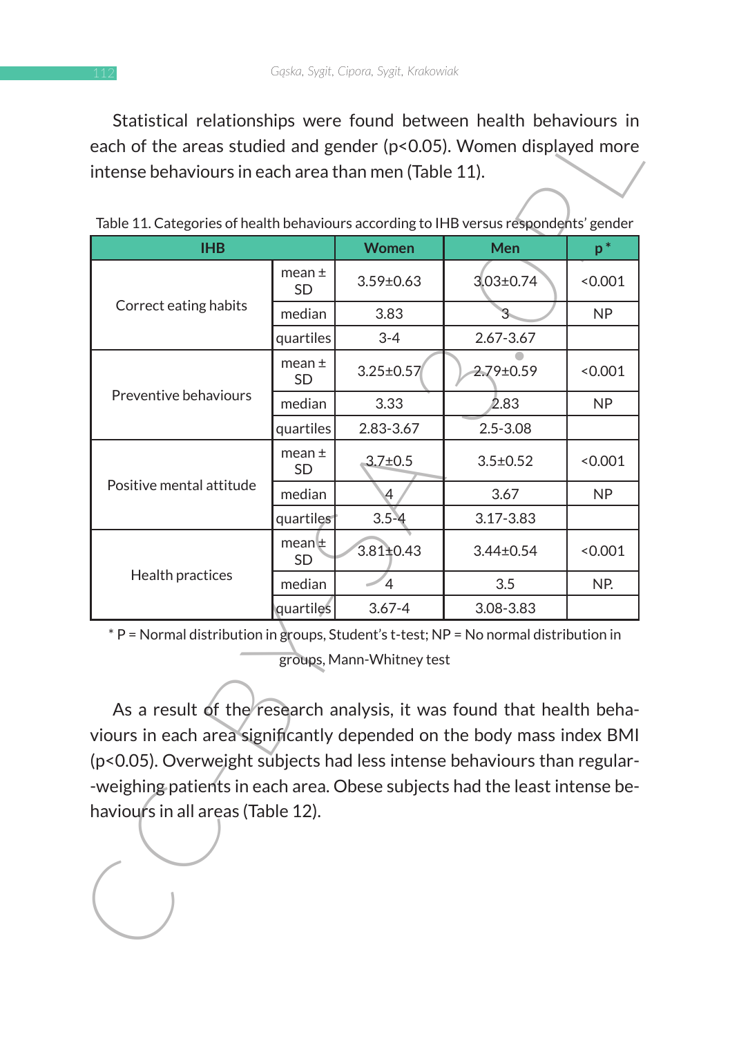Statistical relationships were found between health behaviours in each of the areas studied and gender ($p<0.05$). Women displayed more intense behaviours in each area than men (Table 11).

Table 11. Categories of health behaviours according to IHB versus respondents' gender

| IHB | | Women | Men | p * |
|---|---|---|---|---|
| Correct eating habits | mean ± SD | 3.59±0.63 | 3.03±0.74 | <0.001 |
| | median | 3.83 | 3 | NP |
| | quartiles | 3-4 | 2.67-3.67 | |
| Preventive behaviours | mean ± SD | 3.25±0.57 | 2.79±0.59 | <0.001 |
| | median | 3.33 | 2.83 | NP |
| | quartiles | 2.83-3.67 | 2.5-3.08 | |
| Positive mental attitude | mean ± SD | 3.7±0.5 | 3.5±0.52 | <0.001 |
| | median | 4 | 3.67 | NP |
| | quartiles | 3.5-4 | 3.17-3.83 | |
| Health practices | mean ± SD | 3.81±0.43 | 3.44±0.54 | <0.001 |
| | median | 4 | 3.5 | NP. |
| | quartiles | 3.67-4 | 3.08-3.83 | |

\* P = Normal distribution in groups, Student's t-test; NP = No normal distribution in groups, Mann-Whitney test

As a result of the research analysis, it was found that health behaviours in each area significantly depended on the body mass index BMI ($p<0.05$). Overweight subjects had less intense behaviours than regular-weighing patients in each area. Obese subjects had the least intense behaviours in all areas (Table 12).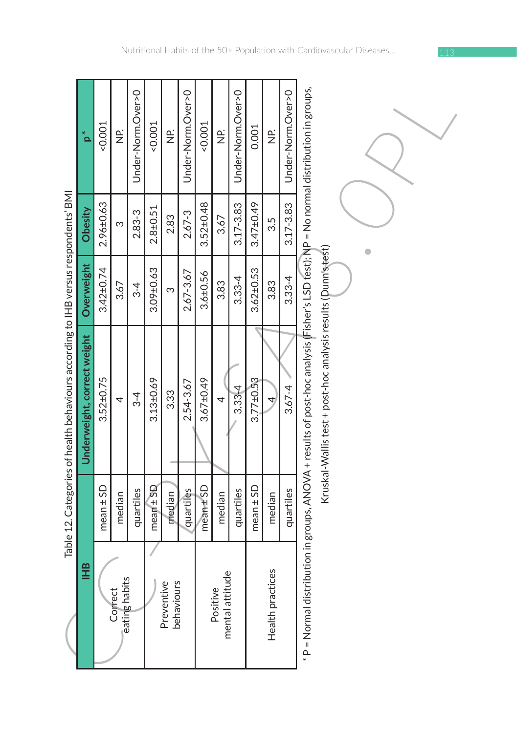Table 12. Categories of health behaviours according to IHB versus respondents' BMI

| IHB | | Underweight, correct weight | Overweight | Obesity | p* |
|---|---|---|---|---|---|
| Correct eating habits | mean ± SD | 3.52±0.75 | 3.42±0.74 | 2.96±0.63 | <0.001 |
| | median | 4 | 3.67 | 3 | NP. |
| | quartiles | 3-4 | 3-4 | 2.83-3 | Under-Norm.Over>O |
| Preventive behaviours | mean ± SD | 3.13±0.69 | 3.09±0.63 | 2.8±0.51 | <0.001 |
| | median | 3.33 | 3 | 2.83 | NP. |
| | quartiles | 2.54-3.67 | 2.67-3.67 | 2.67-3 | Under-Norm.Over>O |
| Positive mental attitude | mean ± SD | 3.67±0.49 | 3.6±0.56 | 3.52±0.48 | <0.001 |
| | median | 4 | 3.83 | 3.67 | NP. |
| | quartiles | 3.33-4 | 3.33-4 | 3.17-3.83 | Under-Norm.Over>O |
| Health practices | mean ± SD | 3.77±0.53 | 3.62±0.53 | 3.47±0.49 | 0.001 |
| | median | 4 | 3.83 | 3.5 | NP. |
| | quartiles | 3.67-4 | 3.33-4 | 3.17-3.83 | Under-Norm.Over>O |

* P = Normal distribution in groups, ANOVA + results of post-hoc analysis (Fisher's LSD test); NP = No normal distribution in groups, Kruskal-Wallis test + post-hoc analysis results (Dunn's test)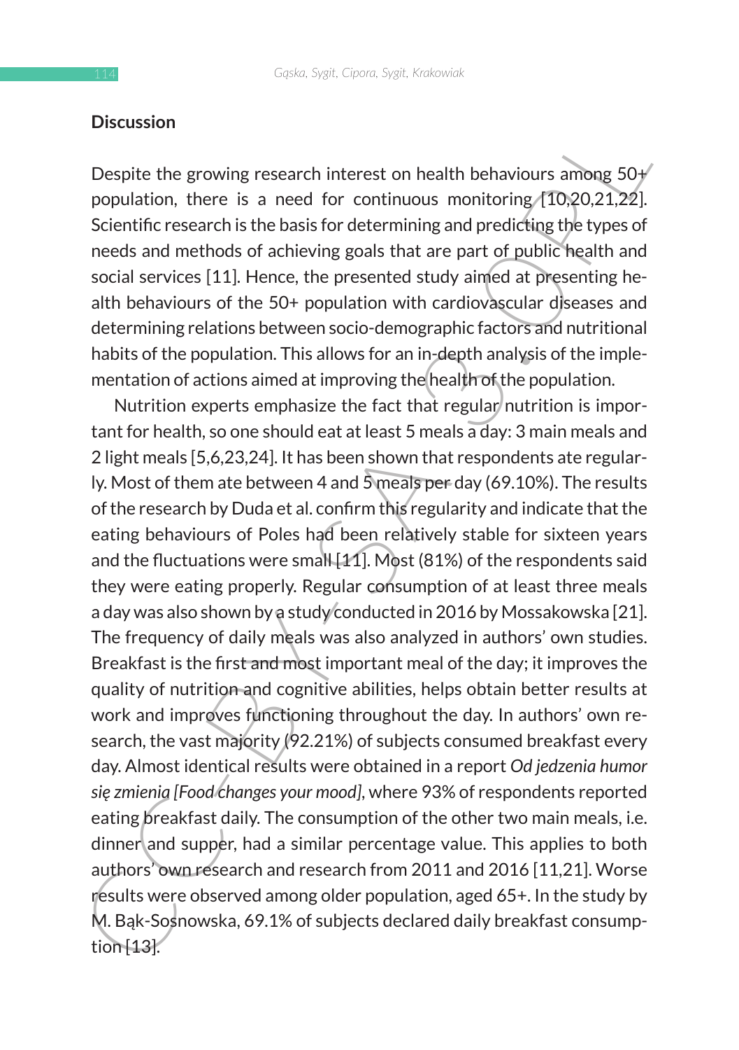## Discussion

Despite the growing research interest on health behaviours among 50+ population, there is a need for continuous monitoring [10,20,21,22]. Scientific research is the basis for determining and predicting the types of needs and methods of achieving goals that are part of public health and social services [11]. Hence, the presented study aimed at presenting health behaviours of the 50+ population with cardiovascular diseases and determining relations between socio-demographic factors and nutritional habits of the population. This allows for an in-depth analysis of the implementation of actions aimed at improving the health of the population.

Nutrition experts emphasize the fact that regular nutrition is important for health, so one should eat at least 5 meals a day: 3 main meals and 2 light meals [5,6,23,24]. It has been shown that respondents ate regularly. Most of them ate between 4 and 5 meals per day (69.10%). The results of the research by Duda et al. confirm this regularity and indicate that the eating behaviours of Poles had been relatively stable for sixteen years and the fluctuations were small [11]. Most (81%) of the respondents said they were eating properly. Regular consumption of at least three meals a day was also shown by a study conducted in 2016 by Mossakowska [21]. The frequency of daily meals was also analyzed in authors' own studies. Breakfast is the first and most important meal of the day; it improves the quality of nutrition and cognitive abilities, helps obtain better results at work and improves functioning throughout the day. In authors' own research, the vast majority (92.21%) of subjects consumed breakfast every day. Almost identical results were obtained in a report *Od jedzenia humor się zmienią [Food changes your mood]*, where 93% of respondents reported eating breakfast daily. The consumption of the other two main meals, i.e. dinner and supper, had a similar percentage value. This applies to both authors' own research and research from 2011 and 2016 [11,21]. Worse results were observed among older population, aged 65+. In the study by M. Bąk-Sosnowska, 69.1% of subjects declared daily breakfast consumption [13].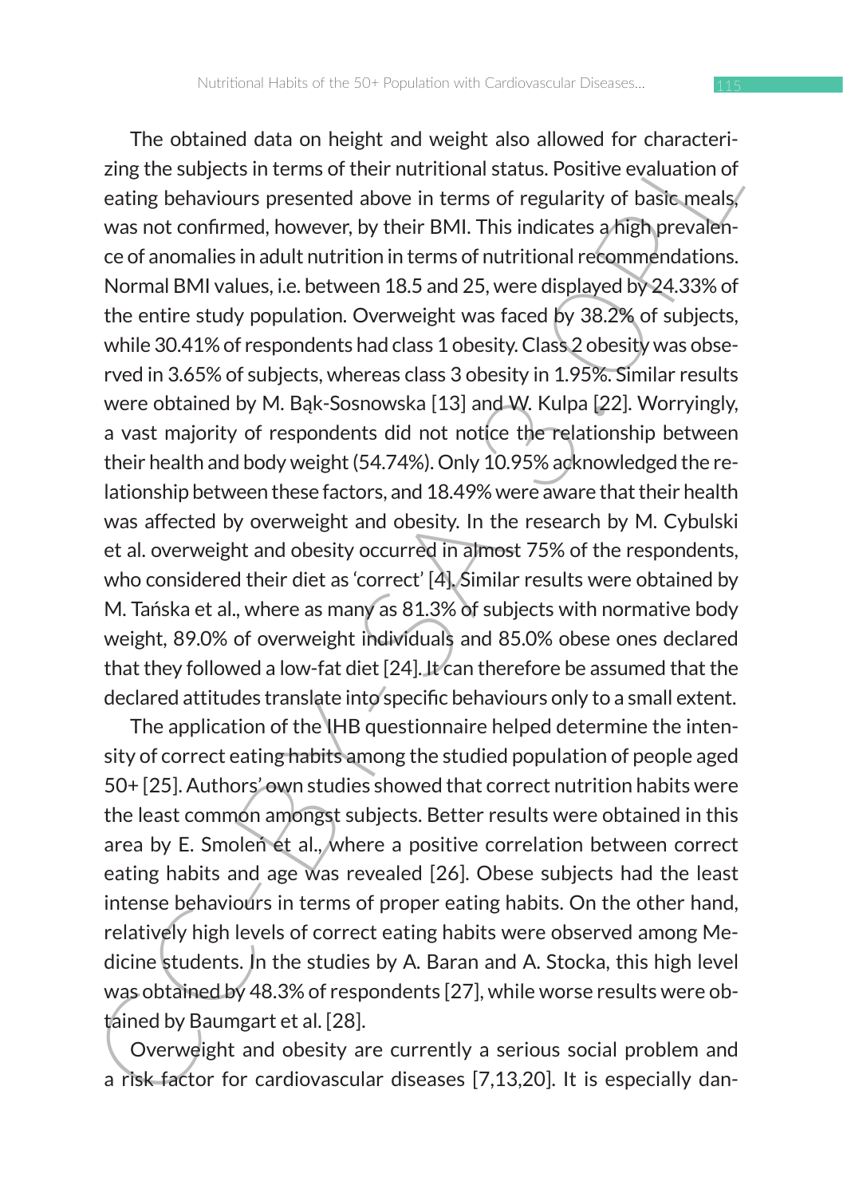The obtained data on height and weight also allowed for characterizing the subjects in terms of their nutritional status. Positive evaluation of eating behaviours presented above in terms of regularity of basic meals, was not confirmed, however, by their BMI. This indicates a high prevalence of anomalies in adult nutrition in terms of nutritional recommendations. Normal BMI values, i.e. between 18.5 and 25, were displayed by 24.33% of the entire study population. Overweight was faced by 38.2% of subjects, while 30.41% of respondents had class 1 obesity. Class 2 obesity was observed in 3.65% of subjects, whereas class 3 obesity in 1.95%. Similar results were obtained by M. Bąk-Sosnowska [13] and W. Kulpa [22]. Worryingly, a vast majority of respondents did not notice the relationship between their health and body weight (54.74%). Only 10.95% acknowledged the relationship between these factors, and 18.49% were aware that their health was affected by overweight and obesity. In the research by M. Cybulski et al. overweight and obesity occurred in almost 75% of the respondents, who considered their diet as 'correct' [4]. Similar results were obtained by M. Tańska et al., where as many as 81.3% of subjects with normative body weight, 89.0% of overweight individuals and 85.0% obese ones declared that they followed a low-fat diet [24]. It can therefore be assumed that the declared attitudes translate into specific behaviours only to a small extent.

The application of the IHB questionnaire helped determine the intensity of correct eating habits among the studied population of people aged 50+ [25]. Authors' own studies showed that correct nutrition habits were the least common amongst subjects. Better results were obtained in this area by E. Smoleń et al., where a positive correlation between correct eating habits and age was revealed [26]. Obese subjects had the least intense behaviours in terms of proper eating habits. On the other hand, relatively high levels of correct eating habits were observed among Medicine students. In the studies by A. Baran and A. Stocka, this high level was obtained by 48.3% of respondents [27], while worse results were obtained by Baumgart et al. [28].

Overweight and obesity are currently a serious social problem and a risk factor for cardiovascular diseases [7,13,20]. It is especially dan-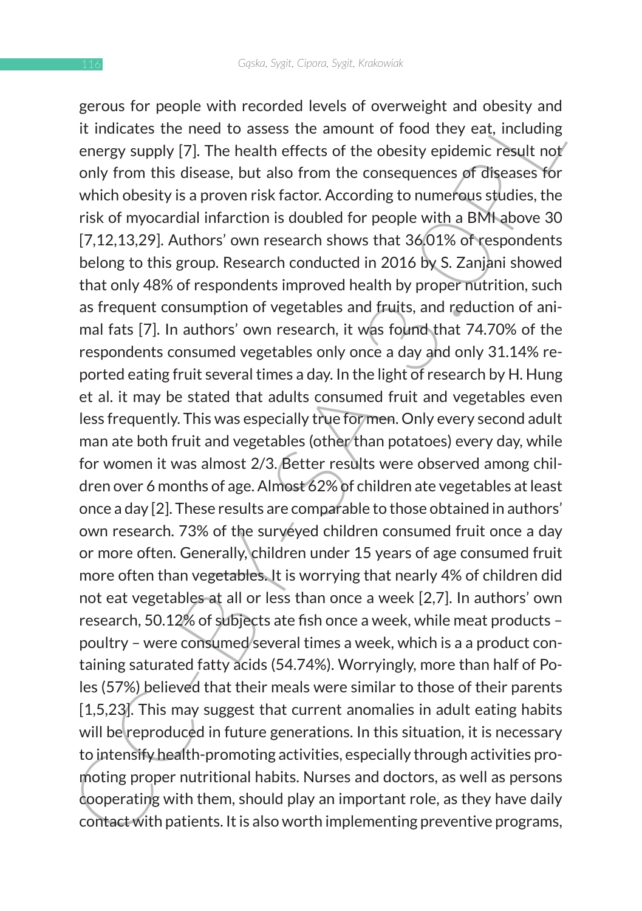gerous for people with recorded levels of overweight and obesity and it indicates the need to assess the amount of food they eat, including energy supply [7]. The health effects of the obesity epidemic result not only from this disease, but also from the consequences of diseases for which obesity is a proven risk factor. According to numerous studies, the risk of myocardial infarction is doubled for people with a BMI above 30 [7,12,13,29]. Authors' own research shows that 36.01% of respondents belong to this group. Research conducted in 2016 by S. Zanjani showed that only 48% of respondents improved health by proper nutrition, such as frequent consumption of vegetables and fruits, and reduction of animal fats [7]. In authors' own research, it was found that 74.70% of the respondents consumed vegetables only once a day and only 31.14% reported eating fruit several times a day. In the light of research by H. Hung et al. it may be stated that adults consumed fruit and vegetables even less frequently. This was especially true for men. Only every second adult man ate both fruit and vegetables (other than potatoes) every day, while for women it was almost 2/3. Better results were observed among children over 6 months of age. Almost 62% of children ate vegetables at least once a day [2]. These results are comparable to those obtained in authors' own research. 73% of the surveyed children consumed fruit once a day or more often. Generally, children under 15 years of age consumed fruit more often than vegetables. It is worrying that nearly 4% of children did not eat vegetables at all or less than once a week [2,7]. In authors' own research, 50.12% of subjects ate fish once a week, while meat products – poultry – were consumed several times a week, which is a a product containing saturated fatty acids (54.74%). Worryingly, more than half of Poles (57%) believed that their meals were similar to those of their parents [1,5,23]. This may suggest that current anomalies in adult eating habits will be reproduced in future generations. In this situation, it is necessary to intensify health-promoting activities, especially through activities promoting proper nutritional habits. Nurses and doctors, as well as persons cooperating with them, should play an important role, as they have daily contact with patients. It is also worth implementing preventive programs,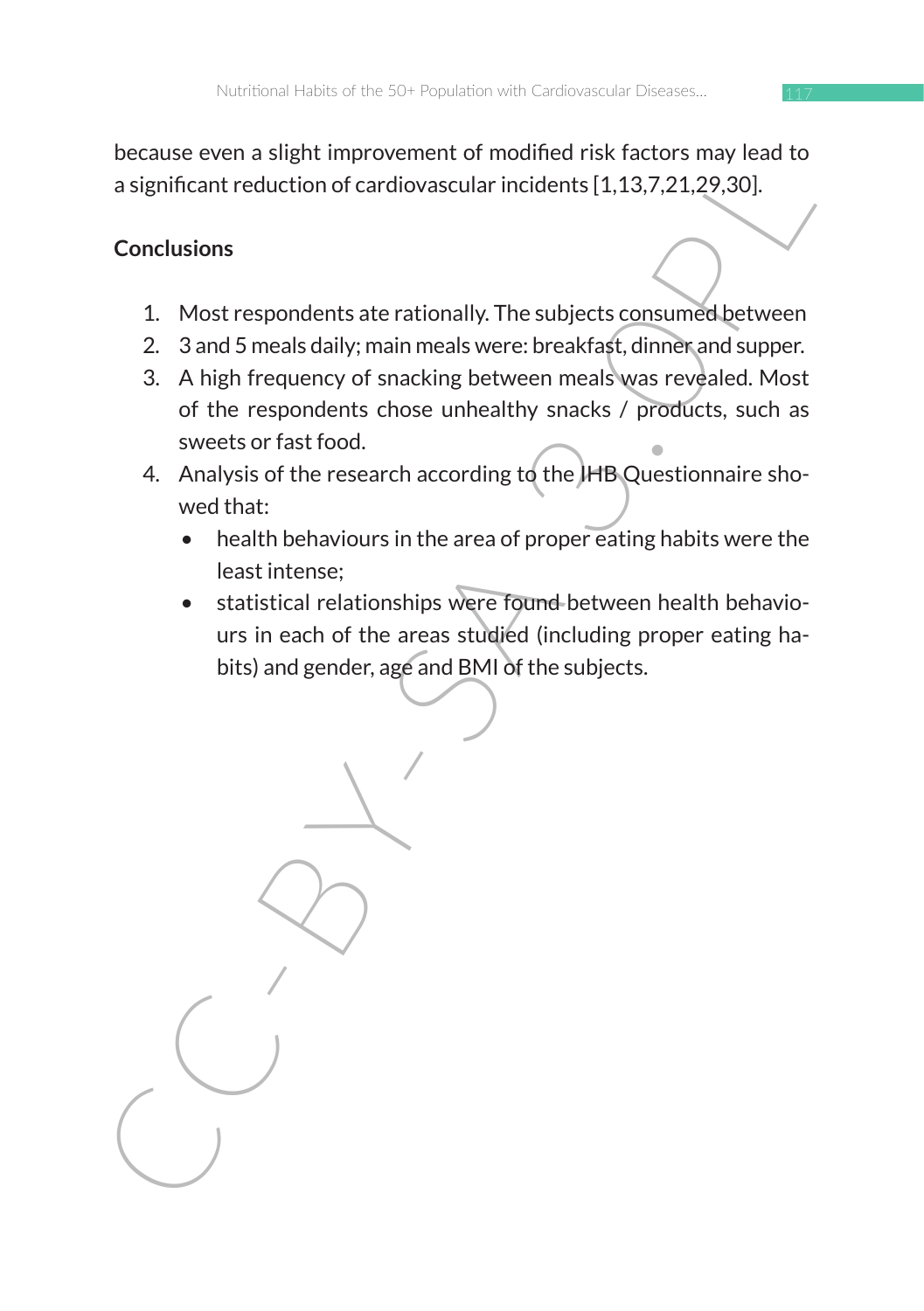because even a slight improvement of modified risk factors may lead to a significant reduction of cardiovascular incidents [1,13,7,21,29,30].

## Conclusions

1. Most respondents ate rationally. The subjects consumed between
2. 3 and 5 meals daily; main meals were: breakfast, dinner and supper.
3. A high frequency of snacking between meals was revealed. Most of the respondents chose unhealthy snacks / products, such as sweets or fast food.
4. Analysis of the research according to the IHB Questionnaire showed that:
   - health behaviours in the area of proper eating habits were the least intense;
   - statistical relationships were found between health behaviours in each of the areas studied (including proper eating habits) and gender, age and BMI of the subjects.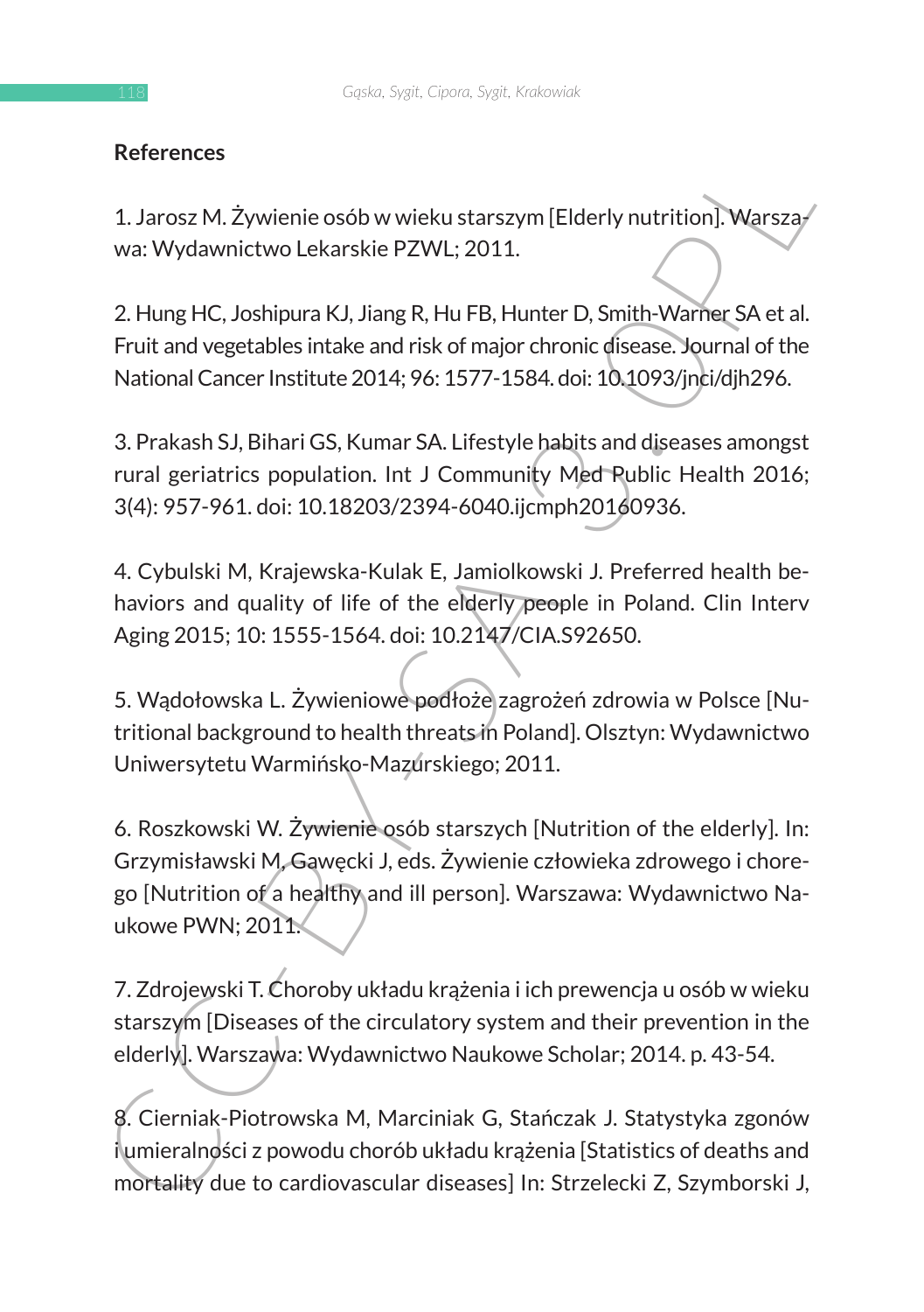## References

1. Jarosz M. Żywienie osób w wieku starszym [Elderly nutrition]. Warszawa: Wydawnictwo Lekarskie PZWL; 2011.

2. Hung HC, Joshipura KJ, Jiang R, Hu FB, Hunter D, Smith-Warner SA et al. Fruit and vegetables intake and risk of major chronic disease. Journal of the National Cancer Institute 2014; 96: 1577-1584. doi: 10.1093/jnci/djh296.

3. Prakash SJ, Bihari GS, Kumar SA. Lifestyle habits and diseases amongst rural geriatrics population. Int J Community Med Public Health 2016; 3(4): 957-961. doi: 10.18203/2394-6040.ijcmph20160936.

4. Cybulski M, Krajewska-Kulak E, Jamiolkowski J. Preferred health behaviors and quality of life of the elderly people in Poland. Clin Interv Aging 2015; 10: 1555-1564. doi: 10.2147/CIA.S92650.

5. Wądołowska L. Żywieniowe podłoże zagrożeń zdrowia w Polsce [Nutritional background to health threats in Poland]. Olsztyn: Wydawnictwo Uniwersytetu Warmińsko-Mazurskiego; 2011.

6. Roszkowski W. Żywienie osób starszych [Nutrition of the elderly]. In: Grzymisławski M, Gawęcki J, eds. Żywienie człowieka zdrowego i chorego [Nutrition of a healthy and ill person]. Warszawa: Wydawnictwo Naukowe PWN; 2011.

7. Zdrojewski T. Choroby układu krążenia i ich prewencja u osób w wieku starszym [Diseases of the circulatory system and their prevention in the elderly]. Warszawa: Wydawnictwo Naukowe Scholar; 2014. p. 43-54.

8. Cierniak-Piotrowska M, Marciniak G, Stańczak J. Statystyka zgonów i umieralności z powodu chorób układu krążenia [Statistics of deaths and mortality due to cardiovascular diseases] In: Strzelecki Z, Szymborski J,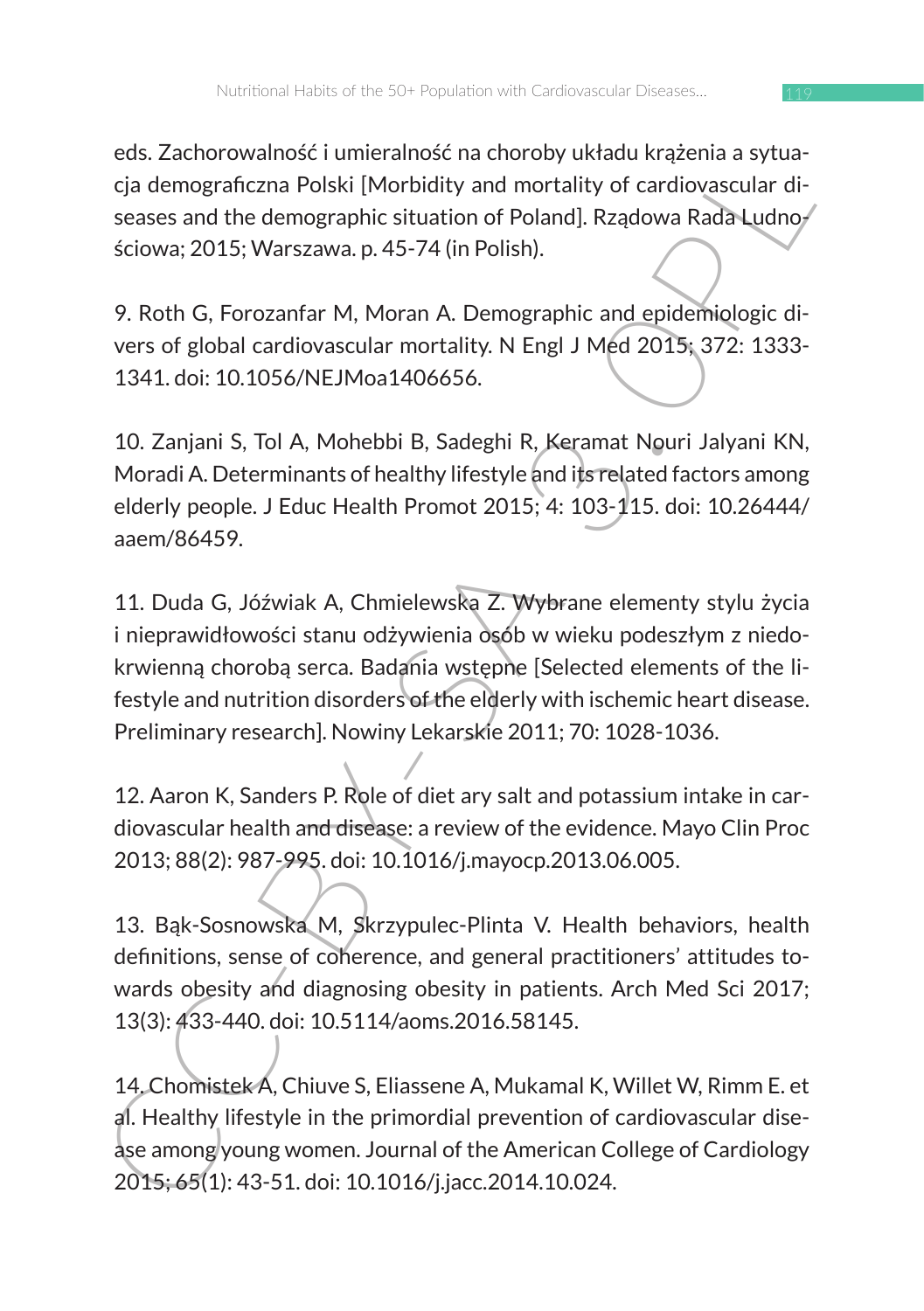eds. Zachorowalność i umieralność na choroby układu krążenia a sytuacja demograficzna Polski [Morbidity and mortality of cardiovascular diseases and the demographic situation of Poland]. Rządowa Rada Ludnościowa; 2015; Warszawa. p. 45-74 (in Polish).

9. Roth G, Forozanfar M, Moran A. Demographic and epidemiologic divers of global cardiovascular mortality. N Engl J Med 2015; 372: 1333-1341. doi: 10.1056/NEJMoa1406656.

10. Zanjani S, Tol A, Mohebbi B, Sadeghi R, Keramat Nouri Jalyani KN, Moradi A. Determinants of healthy lifestyle and its related factors among elderly people. J Educ Health Promot 2015; 4: 103-115. doi: 10.26444/aaem/86459.

11. Duda G, Jóźwiak A, Chmielewska Z. Wybrane elementy stylu życia i nieprawidłowości stanu odżywienia osób w wieku podeszłym z niedokrwienną chorobą serca. Badania wstępne [Selected elements of the lifestyle and nutrition disorders of the elderly with ischemic heart disease. Preliminary research]. Nowiny Lekarskie 2011; 70: 1028-1036.

12. Aaron K, Sanders P. Role of diet ary salt and potassium intake in cardiovascular health and disease: a review of the evidence. Mayo Clin Proc 2013; 88(2): 987-995. doi: 10.1016/j.mayocp.2013.06.005.

13. Bąk-Sosnowska M, Skrzypulec-Plinta V. Health behaviors, health definitions, sense of coherence, and general practitioners' attitudes towards obesity and diagnosing obesity in patients. Arch Med Sci 2017; 13(3): 433-440. doi: 10.5114/aoms.2016.58145.

14. Chomistek A, Chiuve S, Eliassene A, Mukamal K, Willet W, Rimm E. et al. Healthy lifestyle in the primordial prevention of cardiovascular disease among young women. Journal of the American College of Cardiology 2015; 65(1): 43-51. doi: 10.1016/j.jacc.2014.10.024.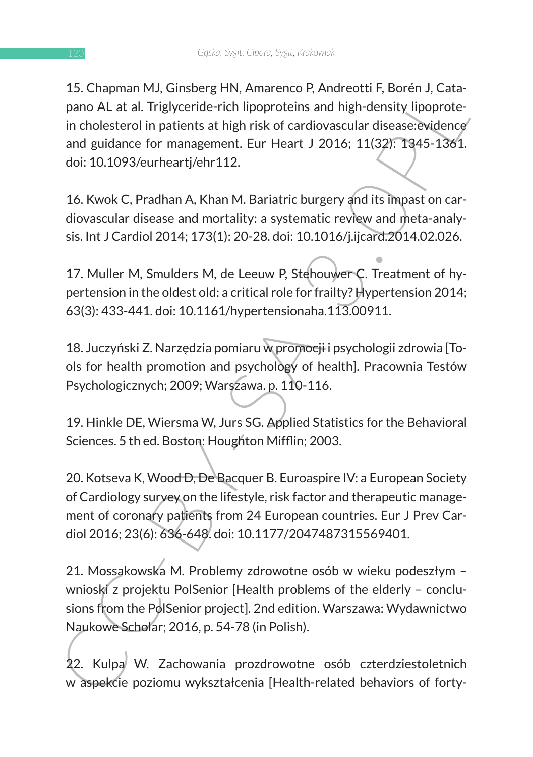15. Chapman MJ, Ginsberg HN, Amarenco P, Andreotti F, Borén J, Catapano AL at al. Triglyceride-rich lipoproteins and high-density lipoprotein cholesterol in patients at high risk of cardiovascular disease:evidence and guidance for management. Eur Heart J 2016; 11(32): 1345-1361. doi: 10.1093/eurheartj/ehr112.

16. Kwok C, Pradhan A, Khan M. Bariatric burgery and its impast on cardiovascular disease and mortality: a systematic review and meta-analysis. Int J Cardiol 2014; 173(1): 20-28. doi: 10.1016/j.ijcard.2014.02.026.

17. Muller M, Smulders M, de Leeuw P, Stehouwer C. Treatment of hypertension in the oldest old: a critical role for frailty? Hypertension 2014; 63(3): 433-441. doi: 10.1161/hypertensionaha.113.00911.

18. Juczyński Z. Narzędzia pomiaru w promocji i psychologii zdrowia [Tools for health promotion and psychology of health]. Pracownia Testów Psychologicznych; 2009; Warszawa. p. 110-116.

19. Hinkle DE, Wiersma W, Jurs SG. Applied Statistics for the Behavioral Sciences. 5 th ed. Boston: Houghton Mifflin; 2003.

20. Kotseva K, Wood D, De Bacquer B. Euroaspire IV: a European Society of Cardiology survey on the lifestyle, risk factor and therapeutic management of coronary patients from 24 European countries. Eur J Prev Cardiol 2016; 23(6): 636-648. doi: 10.1177/2047487315569401.

21. Mossakowska M. Problemy zdrowotne osób w wieku podeszłym – wnioski z projektu PolSenior [Health problems of the elderly – conclusions from the PolSenior project]. 2nd edition. Warszawa: Wydawnictwo Naukowe Scholar; 2016, p. 54-78 (in Polish).

22. Kulpa W. Zachowania prozdrowotne osób czterdziestoletnich w aspekcie poziomu wykształcenia [Health-related behaviors of forty-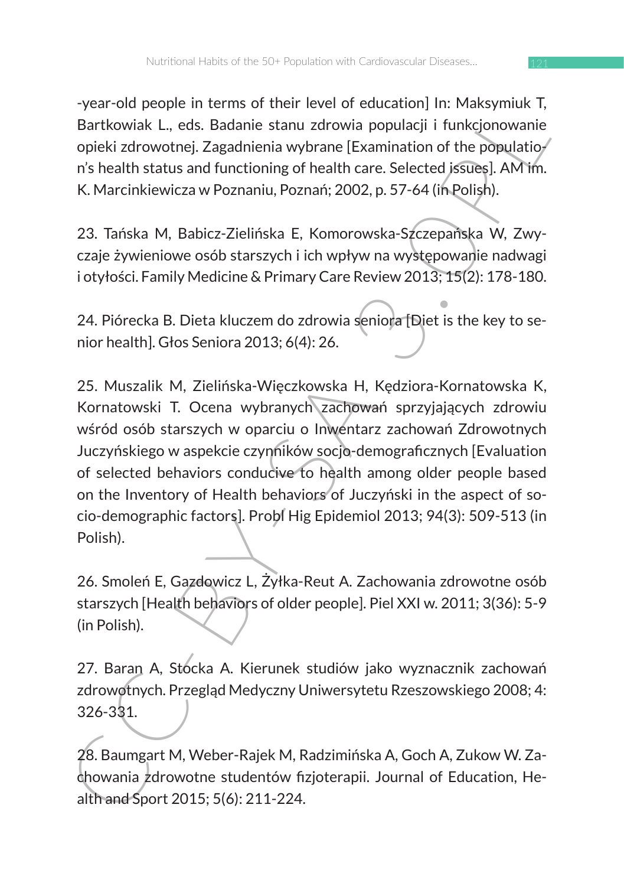-year-old people in terms of their level of education] In: Maksymiuk T, Bartkowiak L., eds. Badanie stanu zdrowia populacji i funkcjonowanie opieki zdrowotnej. Zagadnienia wybrane [Examination of the population's health status and functioning of health care. Selected issues]. AM im. K. Marcinkiewicza w Poznaniu, Poznań; 2002, p. 57-64 (in Polish).

23. Tańska M, Babicz-Zielińska E, Komorowska-Szczepańska W, Zwyczaje żywieniowe osób starszych i ich wpływ na występowanie nadwagi i otyłości. Family Medicine & Primary Care Review 2013; 15(2): 178-180.

24. Piórecka B. Dieta kluczem do zdrowia seniora [Diet is the key to senior health]. Głos Seniora 2013; 6(4): 26.

25. Muszalik M, Zielińska-Więczkowska H, Kędziora-Kornatowska K, Kornatowski T. Ocena wybranych zachowań sprzyjających zdrowiu wśród osób starszych w oparciu o Inwentarz zachowań Zdrowotnych Juczyńskiego w aspekcie czynników socjo-demograficznych [Evaluation of selected behaviors conducive to health among older people based on the Inventory of Health behaviors of Juczyński in the aspect of socio-demographic factors]. Probl Hig Epidemiol 2013; 94(3): 509-513 (in Polish).

26. Smoleń E, Gazdowicz L, Żyłka-Reut A. Zachowania zdrowotne osób starszych [Health behaviors of older people]. Piel XXI w. 2011; 3(36): 5-9 (in Polish).

27. Baran A, Stocka A. Kierunek studiów jako wyznacznik zachowań zdrowotnych. Przegląd Medyczny Uniwersytetu Rzeszowskiego 2008; 4: 326-331.

28. Baumgart M, Weber-Rajek M, Radzimińska A, Goch A, Zukow W. Zachowania zdrowotne studentów fizjoterapii. Journal of Education, Health and Sport 2015; 5(6): 211-224.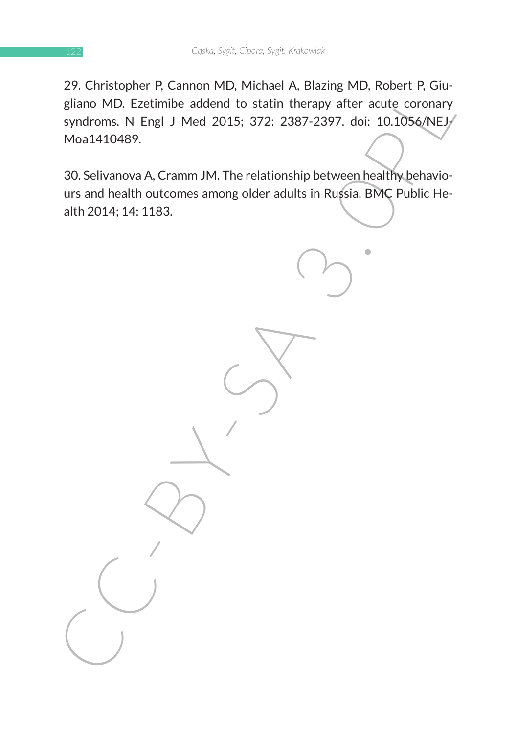29. Christopher P, Cannon MD, Michael A, Blazing MD, Robert P, Giugliano MD. Ezetimibe addend to statin therapy after acute coronary syndroms. N Engl J Med 2015; 372: 2387-2397. doi: 10.1056/NEJMoa1410489.

30. Selivanova A, Cramm JM. The relationship between healthy behaviours and health outcomes among older adults in Russia. BMC Public Health 2014; 14: 1183.